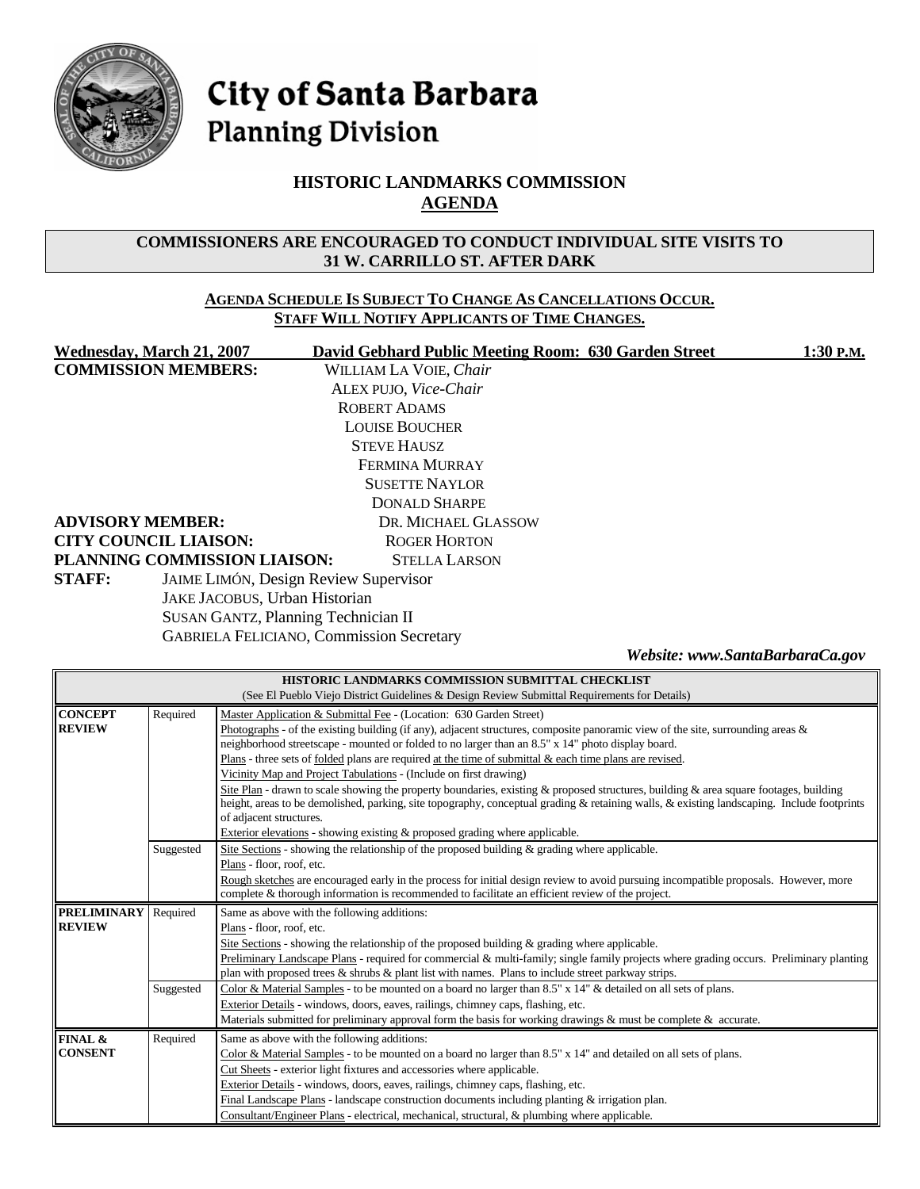# City of Santa Barbara
## Planning Division

## HISTORIC LANDMARKS COMMISSION
## AGENDA

**COMMISSIONERS ARE ENCOURAGED TO CONDUCT INDIVIDUAL SITE VISITS TO 31 W. CARRILLO ST. AFTER DARK**

**AGENDA SCHEDULE IS SUBJECT TO CHANGE AS CANCELLATIONS OCCUR. STAFF WILL NOTIFY APPLICANTS OF TIME CHANGES.**

**Wednesday, March 21, 2007** **David Gebhard Public Meeting Room: 630 Garden Street** **1:30 P.M.**

**COMMISSION MEMBERS:**
WILLIAM LA VOIE, *Chair*
ALEX PUJO, *Vice-Chair*
ROBERT ADAMS
LOUISE BOUCHER
STEVE HAUSZ
FERMINA MURRAY
SUSETTE NAYLOR
DONALD SHARPE

**ADVISORY MEMBER:** DR. MICHAEL GLASSOW

**CITY COUNCIL LIAISON:** ROGER HORTON

**PLANNING COMMISSION LIAISON:** STELLA LARSON

**STAFF:**
JAIME LIMÓN, Design Review Supervisor
JAKE JACOBUS, Urban Historian
SUSAN GANTZ, Planning Technician II
GABRIELA FELICIANO, Commission Secretary

***Website: www.SantaBarbaraCa.gov***

| HISTORIC LANDMARKS COMMISSION SUBMITTAL CHECKLIST (See El Pueblo Viejo District Guidelines & Design Review Submittal Requirements for Details) | | |
|---|---|---|
| **CONCEPT REVIEW** | Required | Master Application & Submittal Fee - (Location: 630 Garden Street)<br>Photographs - of the existing building (if any), adjacent structures, composite panoramic view of the site, surrounding areas & neighborhood streetscape - mounted or folded to no larger than an 8.5" x 14" photo display board.<br>Plans - three sets of folded plans are required at the time of submittal & each time plans are revised.<br>Vicinity Map and Project Tabulations - (Include on first drawing)<br>Site Plan - drawn to scale showing the property boundaries, existing & proposed structures, building & area square footages, building height, areas to be demolished, parking, site topography, conceptual grading & retaining walls, & existing landscaping. Include footprints of adjacent structures.<br>Exterior elevations - showing existing & proposed grading where applicable. |
| | Suggested | Site Sections - showing the relationship of the proposed building & grading where applicable.<br>Plans - floor, roof, etc.<br>Rough sketches are encouraged early in the process for initial design review to avoid pursuing incompatible proposals. However, more complete & thorough information is recommended to facilitate an efficient review of the project. |
| **PRELIMINARY REVIEW** | Required | Same as above with the following additions:<br>Plans - floor, roof, etc.<br>Site Sections - showing the relationship of the proposed building & grading where applicable.<br>Preliminary Landscape Plans - required for commercial & multi-family; single family projects where grading occurs. Preliminary planting plan with proposed trees & shrubs & plant list with names. Plans to include street parkway strips. |
| | Suggested | Color & Material Samples - to be mounted on a board no larger than 8.5" x 14" & detailed on all sets of plans.<br>Exterior Details - windows, doors, eaves, railings, chimney caps, flashing, etc.<br>Materials submitted for preliminary approval form the basis for working drawings & must be complete & accurate. |
| **FINAL & CONSENT** | Required | Same as above with the following additions:<br>Color & Material Samples - to be mounted on a board no larger than 8.5" x 14" and detailed on all sets of plans.<br>Cut Sheets - exterior light fixtures and accessories where applicable.<br>Exterior Details - windows, doors, eaves, railings, chimney caps, flashing, etc.<br>Final Landscape Plans - landscape construction documents including planting & irrigation plan.<br>Consultant/Engineer Plans - electrical, mechanical, structural, & plumbing where applicable. |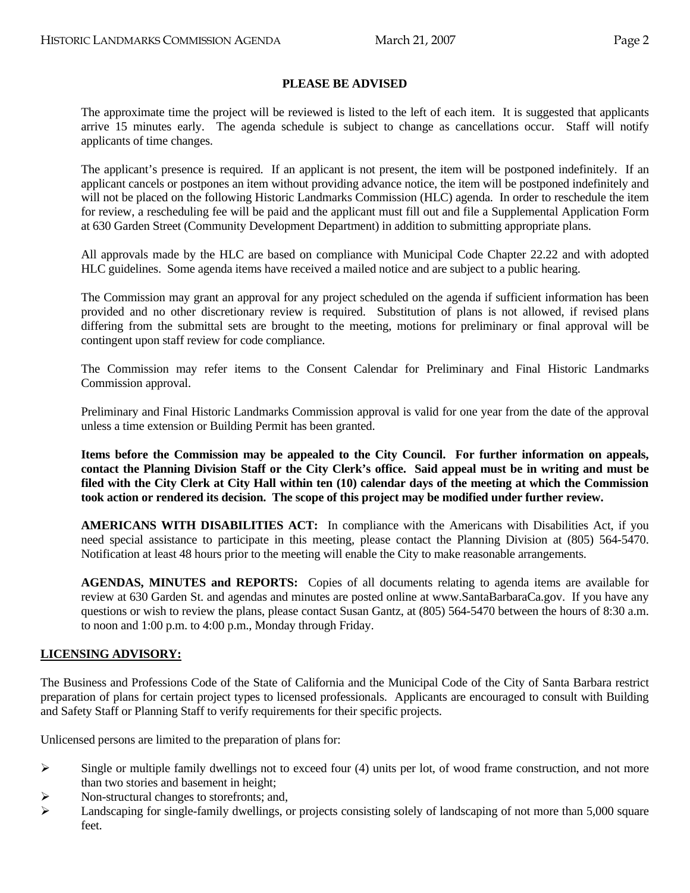## PLEASE BE ADVISED

The approximate time the project will be reviewed is listed to the left of each item. It is suggested that applicants arrive 15 minutes early. The agenda schedule is subject to change as cancellations occur. Staff will notify applicants of time changes.

The applicant's presence is required. If an applicant is not present, the item will be postponed indefinitely. If an applicant cancels or postpones an item without providing advance notice, the item will be postponed indefinitely and will not be placed on the following Historic Landmarks Commission (HLC) agenda. In order to reschedule the item for review, a rescheduling fee will be paid and the applicant must fill out and file a Supplemental Application Form at 630 Garden Street (Community Development Department) in addition to submitting appropriate plans.

All approvals made by the HLC are based on compliance with Municipal Code Chapter 22.22 and with adopted HLC guidelines. Some agenda items have received a mailed notice and are subject to a public hearing.

The Commission may grant an approval for any project scheduled on the agenda if sufficient information has been provided and no other discretionary review is required. Substitution of plans is not allowed, if revised plans differing from the submittal sets are brought to the meeting, motions for preliminary or final approval will be contingent upon staff review for code compliance.

The Commission may refer items to the Consent Calendar for Preliminary and Final Historic Landmarks Commission approval.

Preliminary and Final Historic Landmarks Commission approval is valid for one year from the date of the approval unless a time extension or Building Permit has been granted.

**Items before the Commission may be appealed to the City Council. For further information on appeals, contact the Planning Division Staff or the City Clerk's office. Said appeal must be in writing and must be filed with the City Clerk at City Hall within ten (10) calendar days of the meeting at which the Commission took action or rendered its decision. The scope of this project may be modified under further review.**

**AMERICANS WITH DISABILITIES ACT:** In compliance with the Americans with Disabilities Act, if you need special assistance to participate in this meeting, please contact the Planning Division at (805) 564-5470. Notification at least 48 hours prior to the meeting will enable the City to make reasonable arrangements.

**AGENDAS, MINUTES and REPORTS:** Copies of all documents relating to agenda items are available for review at 630 Garden St. and agendas and minutes are posted online at www.SantaBarbaraCa.gov. If you have any questions or wish to review the plans, please contact Susan Gantz, at (805) 564-5470 between the hours of 8:30 a.m. to noon and 1:00 p.m. to 4:00 p.m., Monday through Friday.

## LICENSING ADVISORY:

The Business and Professions Code of the State of California and the Municipal Code of the City of Santa Barbara restrict preparation of plans for certain project types to licensed professionals. Applicants are encouraged to consult with Building and Safety Staff or Planning Staff to verify requirements for their specific projects.

Unlicensed persons are limited to the preparation of plans for:

- Single or multiple family dwellings not to exceed four (4) units per lot, of wood frame construction, and not more than two stories and basement in height;
- Non-structural changes to storefronts; and,
- Landscaping for single-family dwellings, or projects consisting solely of landscaping of not more than 5,000 square feet.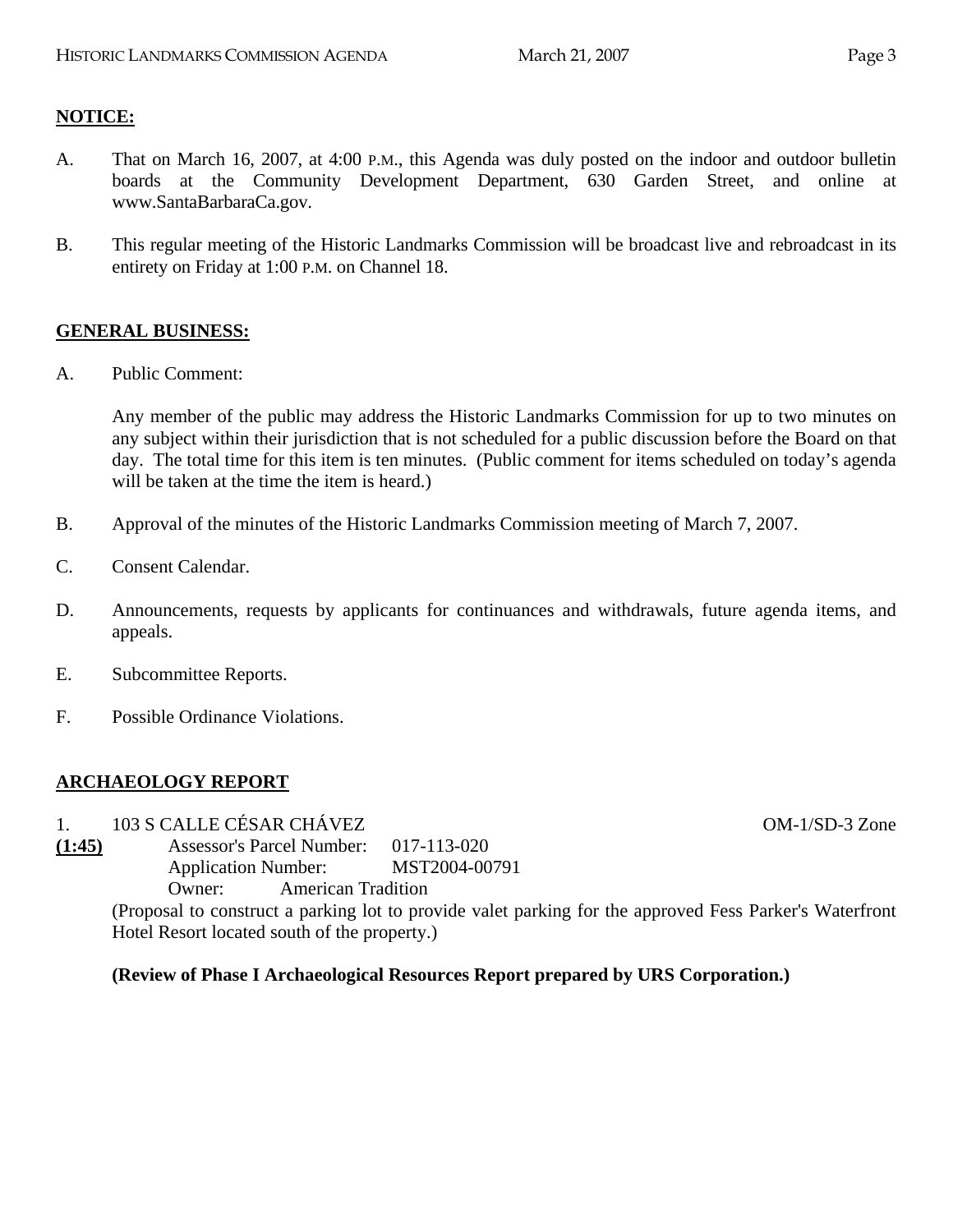**NOTICE:**

A. That on March 16, 2007, at 4:00 P.M., this Agenda was duly posted on the indoor and outdoor bulletin boards at the Community Development Department, 630 Garden Street, and online at www.SantaBarbaraCa.gov.

B. This regular meeting of the Historic Landmarks Commission will be broadcast live and rebroadcast in its entirety on Friday at 1:00 P.M. on Channel 18.

**GENERAL BUSINESS:**

A. Public Comment:

Any member of the public may address the Historic Landmarks Commission for up to two minutes on any subject within their jurisdiction that is not scheduled for a public discussion before the Board on that day. The total time for this item is ten minutes. (Public comment for items scheduled on today's agenda will be taken at the time the item is heard.)

B. Approval of the minutes of the Historic Landmarks Commission meeting of March 7, 2007.

C. Consent Calendar.

D. Announcements, requests by applicants for continuances and withdrawals, future agenda items, and appeals.

E. Subcommittee Reports.

F. Possible Ordinance Violations.

**ARCHAEOLOGY REPORT**

1. 103 S CALLE CÉSAR CHÁVEZ OM-1/SD-3 Zone

**(1:45)** Assessor's Parcel Number: 017-113-020
Application Number: MST2004-00791
Owner: American Tradition

(Proposal to construct a parking lot to provide valet parking for the approved Fess Parker's Waterfront Hotel Resort located south of the property.)

**(Review of Phase I Archaeological Resources Report prepared by URS Corporation.)**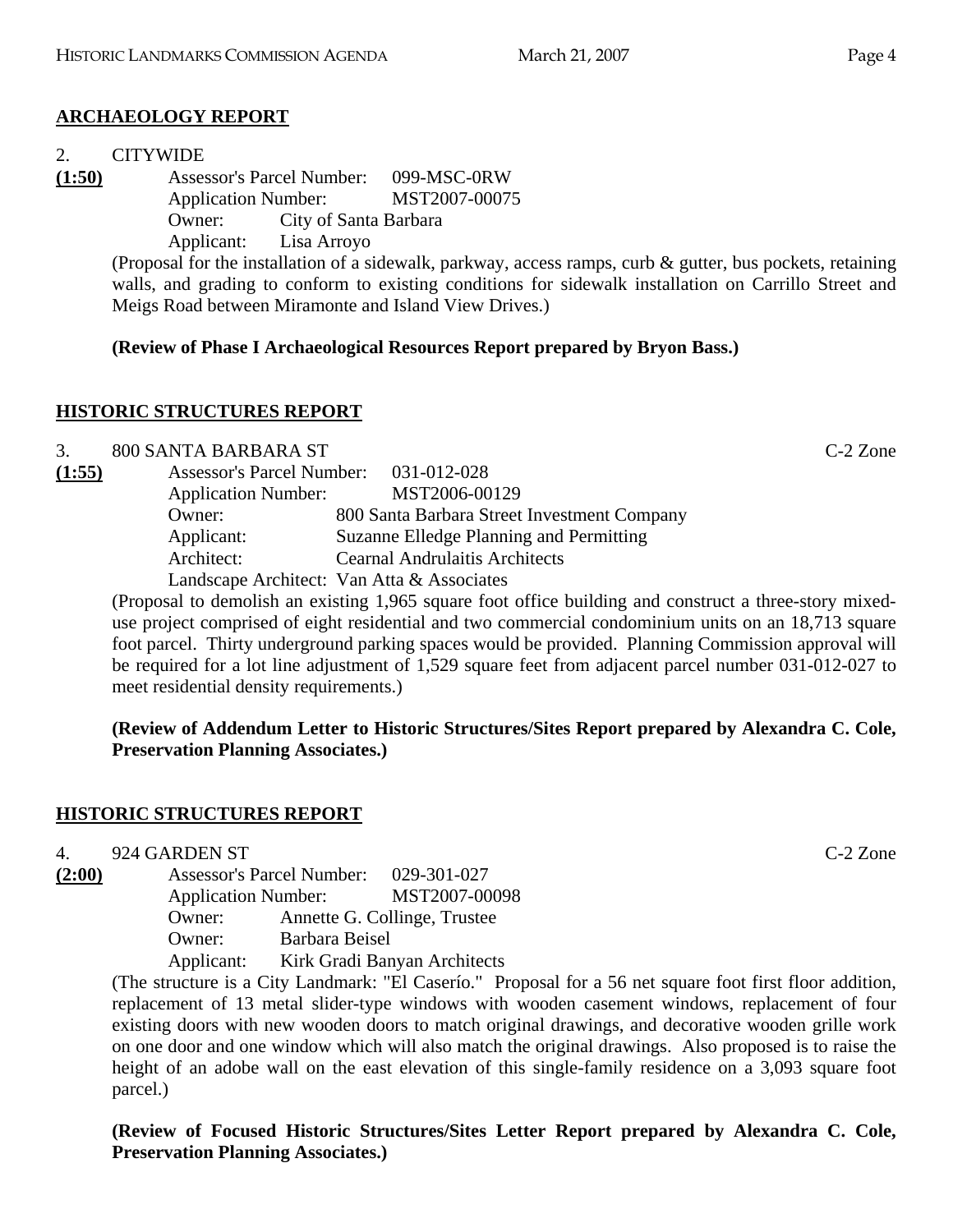## ARCHAEOLOGY REPORT

2. CITYWIDE

**(1:50)**

Assessor's Parcel Number: 099-MSC-0RW
Application Number: MST2007-00075
Owner: City of Santa Barbara
Applicant: Lisa Arroyo

(Proposal for the installation of a sidewalk, parkway, access ramps, curb & gutter, bus pockets, retaining walls, and grading to conform to existing conditions for sidewalk installation on Carrillo Street and Meigs Road between Miramonte and Island View Drives.)

**(Review of Phase I Archaeological Resources Report prepared by Bryon Bass.)**

## HISTORIC STRUCTURES REPORT

3. 800 SANTA BARBARA ST — C-2 Zone

**(1:55)**

Assessor's Parcel Number: 031-012-028
Application Number: MST2006-00129
Owner: 800 Santa Barbara Street Investment Company
Applicant: Suzanne Elledge Planning and Permitting
Architect: Cearnal Andrulaitis Architects
Landscape Architect: Van Atta & Associates

(Proposal to demolish an existing 1,965 square foot office building and construct a three-story mixed-use project comprised of eight residential and two commercial condominium units on an 18,713 square foot parcel. Thirty underground parking spaces would be provided. Planning Commission approval will be required for a lot line adjustment of 1,529 square feet from adjacent parcel number 031-012-027 to meet residential density requirements.)

**(Review of Addendum Letter to Historic Structures/Sites Report prepared by Alexandra C. Cole, Preservation Planning Associates.)**

## HISTORIC STRUCTURES REPORT

4. 924 GARDEN ST — C-2 Zone

**(2:00)**

Assessor's Parcel Number: 029-301-027
Application Number: MST2007-00098
Owner: Annette G. Collinge, Trustee
Owner: Barbara Beisel
Applicant: Kirk Gradi Banyan Architects

(The structure is a City Landmark: "El Caserío." Proposal for a 56 net square foot first floor addition, replacement of 13 metal slider-type windows with wooden casement windows, replacement of four existing doors with new wooden doors to match original drawings, and decorative wooden grille work on one door and one window which will also match the original drawings. Also proposed is to raise the height of an adobe wall on the east elevation of this single-family residence on a 3,093 square foot parcel.)

**(Review of Focused Historic Structures/Sites Letter Report prepared by Alexandra C. Cole, Preservation Planning Associates.)**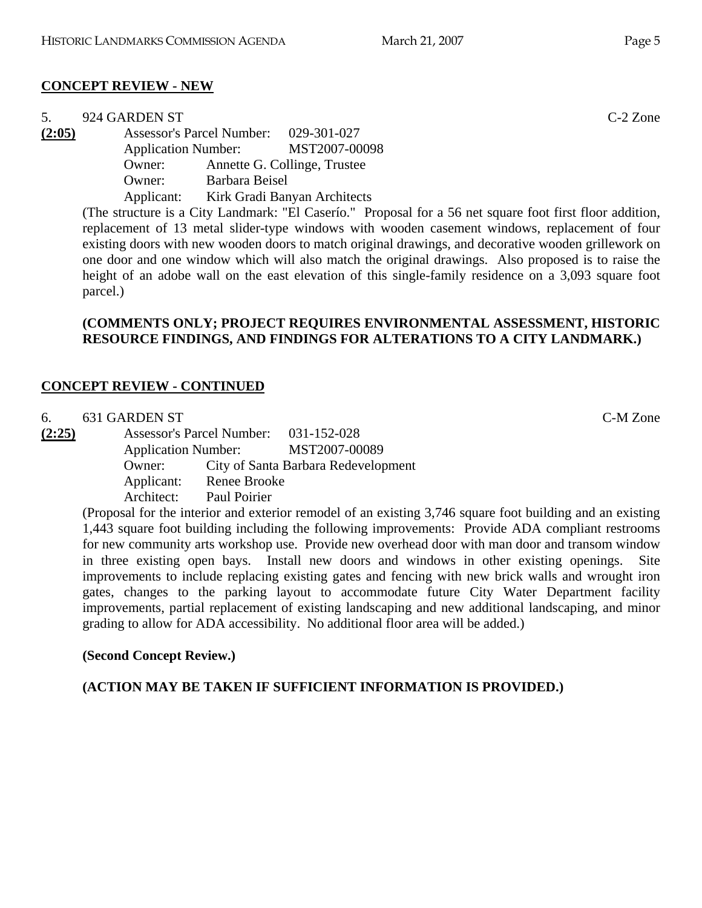**CONCEPT REVIEW - NEW**

5. 924 GARDEN ST C-2 Zone

**(2:05)** Assessor's Parcel Number: 029-301-027
Application Number: MST2007-00098
Owner: Annette G. Collinge, Trustee
Owner: Barbara Beisel
Applicant: Kirk Gradi Banyan Architects

(The structure is a City Landmark: "El Caserío." Proposal for a 56 net square foot first floor addition, replacement of 13 metal slider-type windows with wooden casement windows, replacement of four existing doors with new wooden doors to match original drawings, and decorative wooden grillework on one door and one window which will also match the original drawings. Also proposed is to raise the height of an adobe wall on the east elevation of this single-family residence on a 3,093 square foot parcel.)

**(COMMENTS ONLY; PROJECT REQUIRES ENVIRONMENTAL ASSESSMENT, HISTORIC RESOURCE FINDINGS, AND FINDINGS FOR ALTERATIONS TO A CITY LANDMARK.)**

**CONCEPT REVIEW - CONTINUED**

6. 631 GARDEN ST C-M Zone

**(2:25)** Assessor's Parcel Number: 031-152-028
Application Number: MST2007-00089
Owner: City of Santa Barbara Redevelopment
Applicant: Renee Brooke
Architect: Paul Poirier

(Proposal for the interior and exterior remodel of an existing 3,746 square foot building and an existing 1,443 square foot building including the following improvements: Provide ADA compliant restrooms for new community arts workshop use. Provide new overhead door with man door and transom window in three existing open bays. Install new doors and windows in other existing openings. Site improvements to include replacing existing gates and fencing with new brick walls and wrought iron gates, changes to the parking layout to accommodate future City Water Department facility improvements, partial replacement of existing landscaping and new additional landscaping, and minor grading to allow for ADA accessibility. No additional floor area will be added.)

**(Second Concept Review.)**

**(ACTION MAY BE TAKEN IF SUFFICIENT INFORMATION IS PROVIDED.)**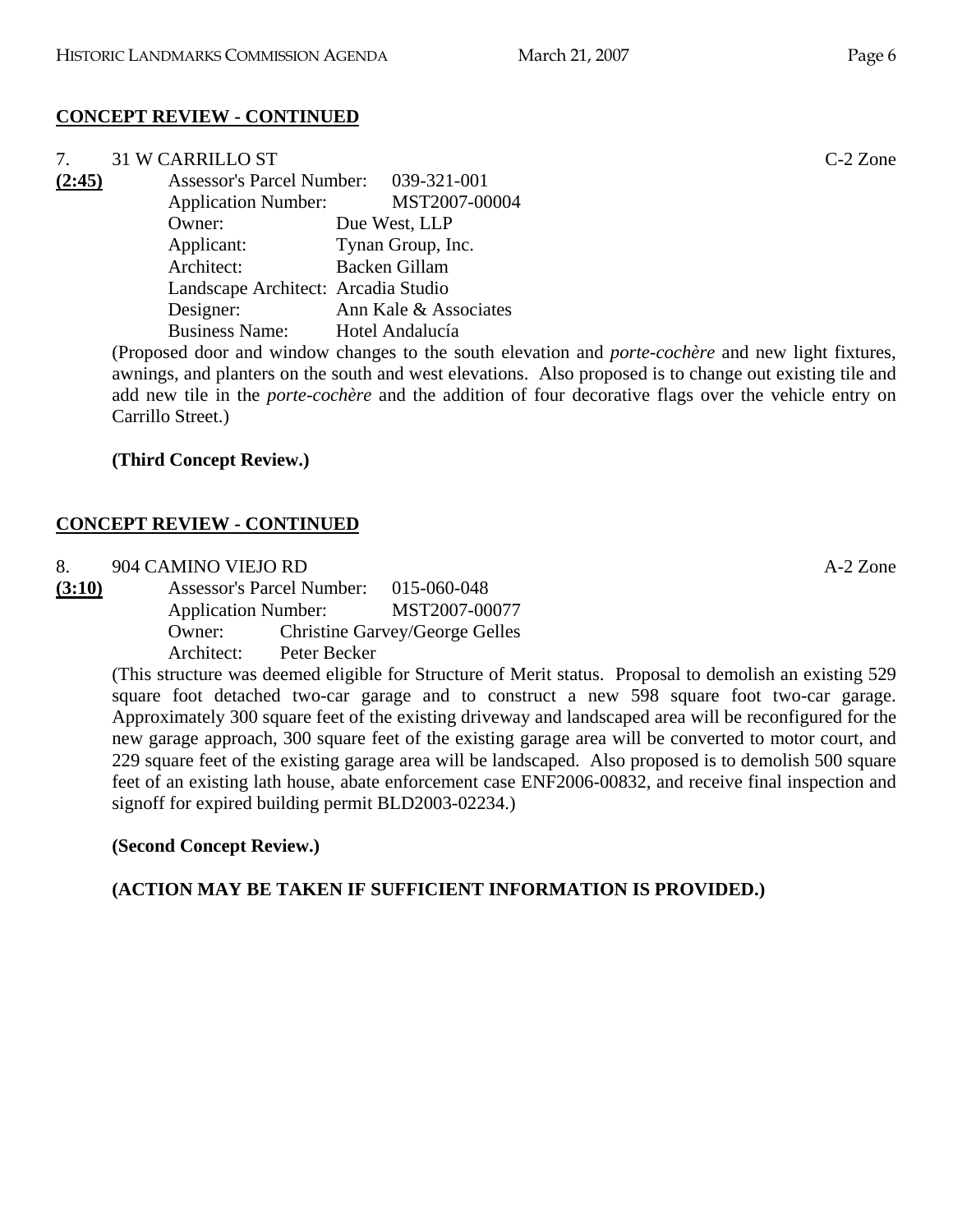**CONCEPT REVIEW - CONTINUED**

7. 31 W CARRILLO ST C-2 Zone

**(2:45)**

Assessor's Parcel Number: 039-321-001
Application Number: MST2007-00004
Owner: Due West, LLP
Applicant: Tynan Group, Inc.
Architect: Backen Gillam
Landscape Architect: Arcadia Studio
Designer: Ann Kale & Associates
Business Name: Hotel Andalucía

(Proposed door and window changes to the south elevation and *porte-cochère* and new light fixtures, awnings, and planters on the south and west elevations. Also proposed is to change out existing tile and add new tile in the *porte-cochère* and the addition of four decorative flags over the vehicle entry on Carrillo Street.)

**(Third Concept Review.)**

**CONCEPT REVIEW - CONTINUED**

8. 904 CAMINO VIEJO RD A-2 Zone

**(3:10)**

Assessor's Parcel Number: 015-060-048
Application Number: MST2007-00077
Owner: Christine Garvey/George Gelles
Architect: Peter Becker

(This structure was deemed eligible for Structure of Merit status. Proposal to demolish an existing 529 square foot detached two-car garage and to construct a new 598 square foot two-car garage. Approximately 300 square feet of the existing driveway and landscaped area will be reconfigured for the new garage approach, 300 square feet of the existing garage area will be converted to motor court, and 229 square feet of the existing garage area will be landscaped. Also proposed is to demolish 500 square feet of an existing lath house, abate enforcement case ENF2006-00832, and receive final inspection and signoff for expired building permit BLD2003-02234.)

**(Second Concept Review.)**

**(ACTION MAY BE TAKEN IF SUFFICIENT INFORMATION IS PROVIDED.)**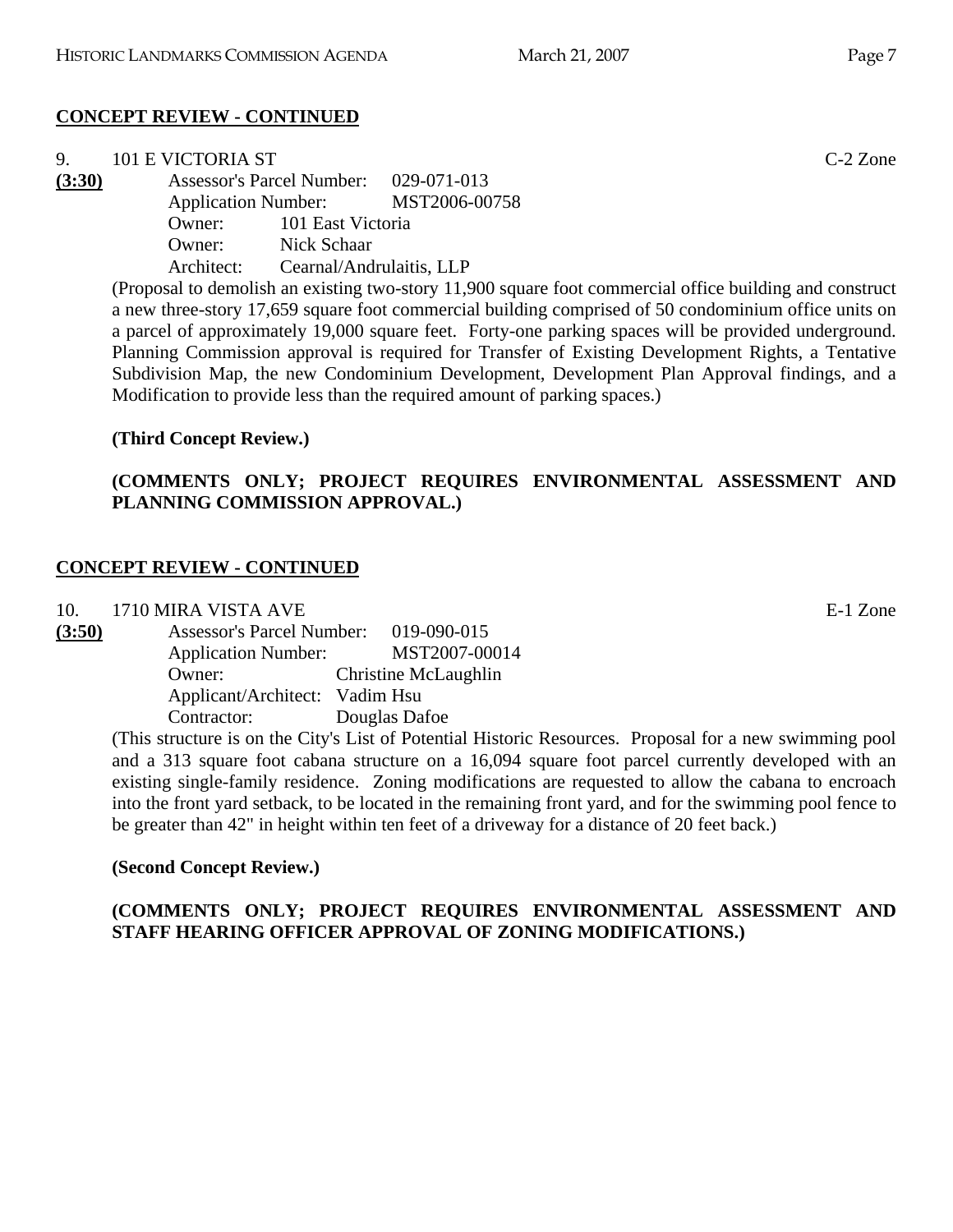## **CONCEPT REVIEW - CONTINUED**

9. 101 E VICTORIA ST C-2 Zone

**(3:30)** Assessor's Parcel Number: 029-071-013
Application Number: MST2006-00758
Owner: 101 East Victoria
Owner: Nick Schaar
Architect: Cearnal/Andrulaitis, LLP

(Proposal to demolish an existing two-story 11,900 square foot commercial office building and construct a new three-story 17,659 square foot commercial building comprised of 50 condominium office units on a parcel of approximately 19,000 square feet. Forty-one parking spaces will be provided underground. Planning Commission approval is required for Transfer of Existing Development Rights, a Tentative Subdivision Map, the new Condominium Development, Development Plan Approval findings, and a Modification to provide less than the required amount of parking spaces.)

**(Third Concept Review.)**

**(COMMENTS ONLY; PROJECT REQUIRES ENVIRONMENTAL ASSESSMENT AND PLANNING COMMISSION APPROVAL.)**

## **CONCEPT REVIEW - CONTINUED**

10. 1710 MIRA VISTA AVE E-1 Zone

**(3:50)** Assessor's Parcel Number: 019-090-015
Application Number: MST2007-00014
Owner: Christine McLaughlin
Applicant/Architect: Vadim Hsu
Contractor: Douglas Dafoe

(This structure is on the City's List of Potential Historic Resources. Proposal for a new swimming pool and a 313 square foot cabana structure on a 16,094 square foot parcel currently developed with an existing single-family residence. Zoning modifications are requested to allow the cabana to encroach into the front yard setback, to be located in the remaining front yard, and for the swimming pool fence to be greater than 42" in height within ten feet of a driveway for a distance of 20 feet back.)

**(Second Concept Review.)**

**(COMMENTS ONLY; PROJECT REQUIRES ENVIRONMENTAL ASSESSMENT AND STAFF HEARING OFFICER APPROVAL OF ZONING MODIFICATIONS.)**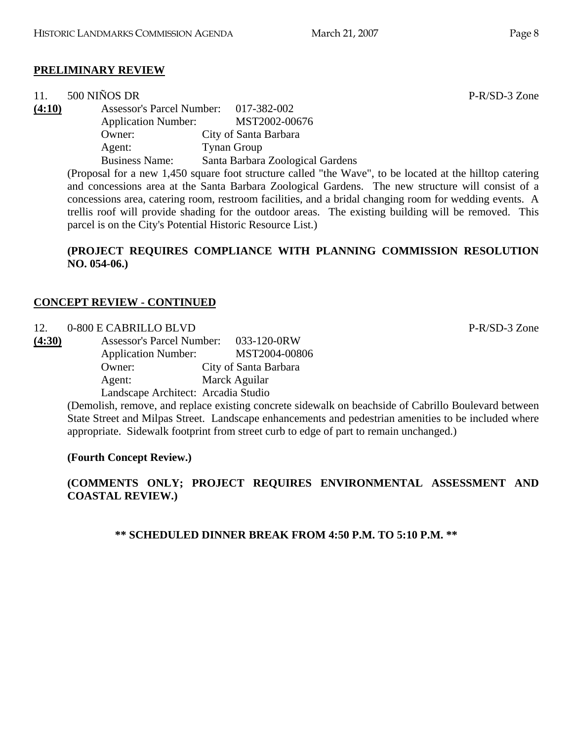## PRELIMINARY REVIEW

11. 500 NIÑOS DR P-R/SD-3 Zone

**(4:10)**

Assessor's Parcel Number: 017-382-002
Application Number: MST2002-00676
Owner: City of Santa Barbara
Agent: Tynan Group
Business Name: Santa Barbara Zoological Gardens

(Proposal for a new 1,450 square foot structure called "the Wave", to be located at the hilltop catering and concessions area at the Santa Barbara Zoological Gardens. The new structure will consist of a concessions area, catering room, restroom facilities, and a bridal changing room for wedding events. A trellis roof will provide shading for the outdoor areas. The existing building will be removed. This parcel is on the City's Potential Historic Resource List.)

**(PROJECT REQUIRES COMPLIANCE WITH PLANNING COMMISSION RESOLUTION NO. 054-06.)**

## CONCEPT REVIEW - CONTINUED

12. 0-800 E CABRILLO BLVD P-R/SD-3 Zone

**(4:30)**

Assessor's Parcel Number: 033-120-0RW
Application Number: MST2004-00806
Owner: City of Santa Barbara
Agent: Marck Aguilar
Landscape Architect: Arcadia Studio

(Demolish, remove, and replace existing concrete sidewalk on beachside of Cabrillo Boulevard between State Street and Milpas Street. Landscape enhancements and pedestrian amenities to be included where appropriate. Sidewalk footprint from street curb to edge of part to remain unchanged.)

**(Fourth Concept Review.)**

**(COMMENTS ONLY; PROJECT REQUIRES ENVIRONMENTAL ASSESSMENT AND COASTAL REVIEW.)**

**\*\* SCHEDULED DINNER BREAK FROM 4:50 P.M. TO 5:10 P.M. \*\***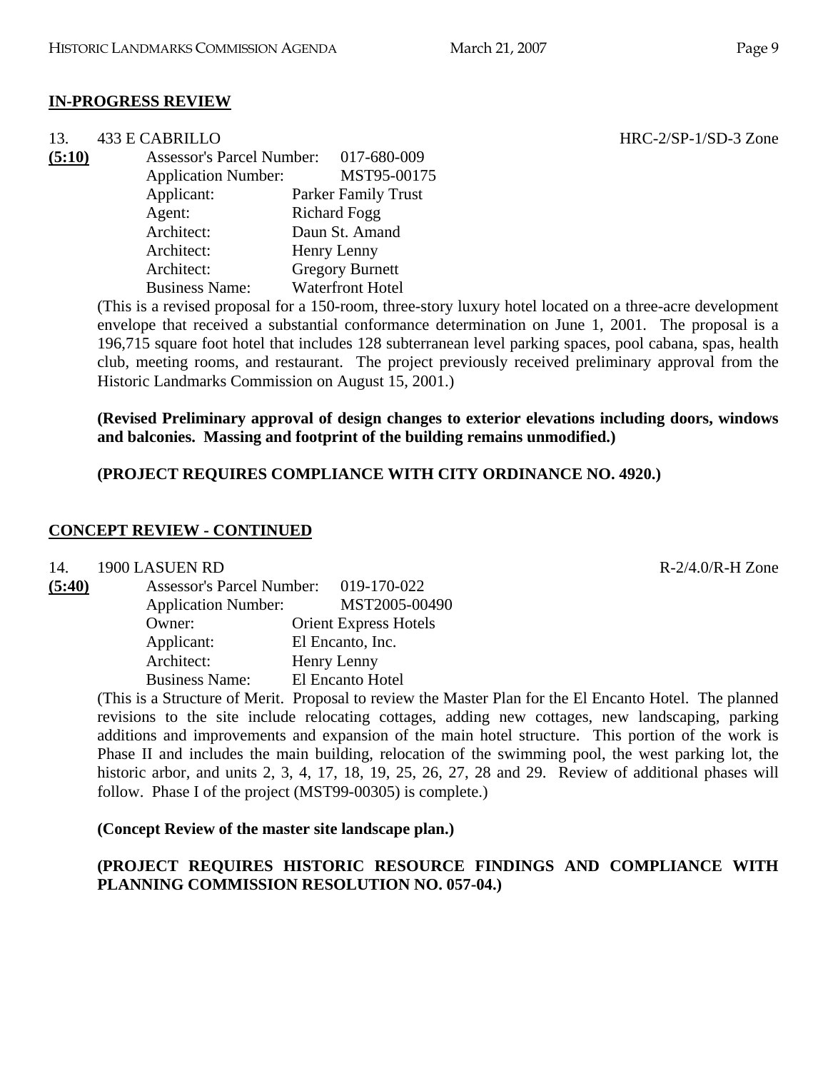## IN-PROGRESS REVIEW

13. 433 E CABRILLO HRC-2/SP-1/SD-3 Zone

**(5:10)**

Assessor's Parcel Number: 017-680-009
Application Number: MST95-00175
Applicant: Parker Family Trust
Agent: Richard Fogg
Architect: Daun St. Amand
Architect: Henry Lenny
Architect: Gregory Burnett
Business Name: Waterfront Hotel

(This is a revised proposal for a 150-room, three-story luxury hotel located on a three-acre development envelope that received a substantial conformance determination on June 1, 2001. The proposal is a 196,715 square foot hotel that includes 128 subterranean level parking spaces, pool cabana, spas, health club, meeting rooms, and restaurant. The project previously received preliminary approval from the Historic Landmarks Commission on August 15, 2001.)

**(Revised Preliminary approval of design changes to exterior elevations including doors, windows and balconies. Massing and footprint of the building remains unmodified.)**

**(PROJECT REQUIRES COMPLIANCE WITH CITY ORDINANCE NO. 4920.)**

## CONCEPT REVIEW - CONTINUED

14. 1900 LASUEN RD R-2/4.0/R-H Zone

**(5:40)**

Assessor's Parcel Number: 019-170-022
Application Number: MST2005-00490
Owner: Orient Express Hotels
Applicant: El Encanto, Inc.
Architect: Henry Lenny
Business Name: El Encanto Hotel

(This is a Structure of Merit. Proposal to review the Master Plan for the El Encanto Hotel. The planned revisions to the site include relocating cottages, adding new cottages, new landscaping, parking additions and improvements and expansion of the main hotel structure. This portion of the work is Phase II and includes the main building, relocation of the swimming pool, the west parking lot, the historic arbor, and units 2, 3, 4, 17, 18, 19, 25, 26, 27, 28 and 29. Review of additional phases will follow. Phase I of the project (MST99-00305) is complete.)

**(Concept Review of the master site landscape plan.)**

**(PROJECT REQUIRES HISTORIC RESOURCE FINDINGS AND COMPLIANCE WITH PLANNING COMMISSION RESOLUTION NO. 057-04.)**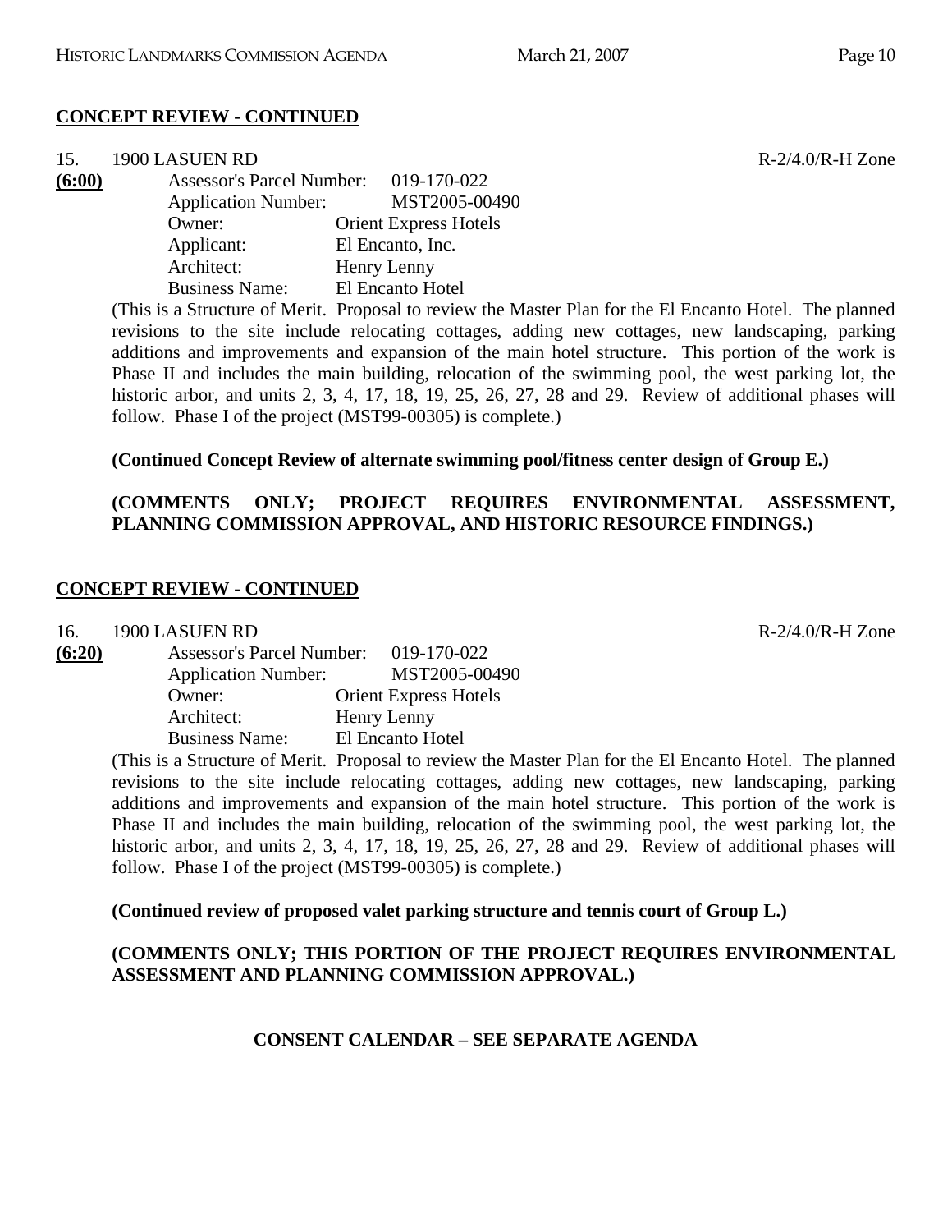## **CONCEPT REVIEW - CONTINUED**

15. 1900 LASUEN RD R-2/4.0/R-H Zone

**(6:00)**

Assessor's Parcel Number: 019-170-022
Application Number: MST2005-00490
Owner: Orient Express Hotels
Applicant: El Encanto, Inc.
Architect: Henry Lenny
Business Name: El Encanto Hotel

(This is a Structure of Merit. Proposal to review the Master Plan for the El Encanto Hotel. The planned revisions to the site include relocating cottages, adding new cottages, new landscaping, parking additions and improvements and expansion of the main hotel structure. This portion of the work is Phase II and includes the main building, relocation of the swimming pool, the west parking lot, the historic arbor, and units 2, 3, 4, 17, 18, 19, 25, 26, 27, 28 and 29. Review of additional phases will follow. Phase I of the project (MST99-00305) is complete.)

**(Continued Concept Review of alternate swimming pool/fitness center design of Group E.)**

**(COMMENTS ONLY; PROJECT REQUIRES ENVIRONMENTAL ASSESSMENT, PLANNING COMMISSION APPROVAL, AND HISTORIC RESOURCE FINDINGS.)**

## **CONCEPT REVIEW - CONTINUED**

16. 1900 LASUEN RD R-2/4.0/R-H Zone

**(6:20)**

Assessor's Parcel Number: 019-170-022
Application Number: MST2005-00490
Owner: Orient Express Hotels
Architect: Henry Lenny
Business Name: El Encanto Hotel

(This is a Structure of Merit. Proposal to review the Master Plan for the El Encanto Hotel. The planned revisions to the site include relocating cottages, adding new cottages, new landscaping, parking additions and improvements and expansion of the main hotel structure. This portion of the work is Phase II and includes the main building, relocation of the swimming pool, the west parking lot, the historic arbor, and units 2, 3, 4, 17, 18, 19, 25, 26, 27, 28 and 29. Review of additional phases will follow. Phase I of the project (MST99-00305) is complete.)

**(Continued review of proposed valet parking structure and tennis court of Group L.)**

**(COMMENTS ONLY; THIS PORTION OF THE PROJECT REQUIRES ENVIRONMENTAL ASSESSMENT AND PLANNING COMMISSION APPROVAL.)**

**CONSENT CALENDAR – SEE SEPARATE AGENDA**